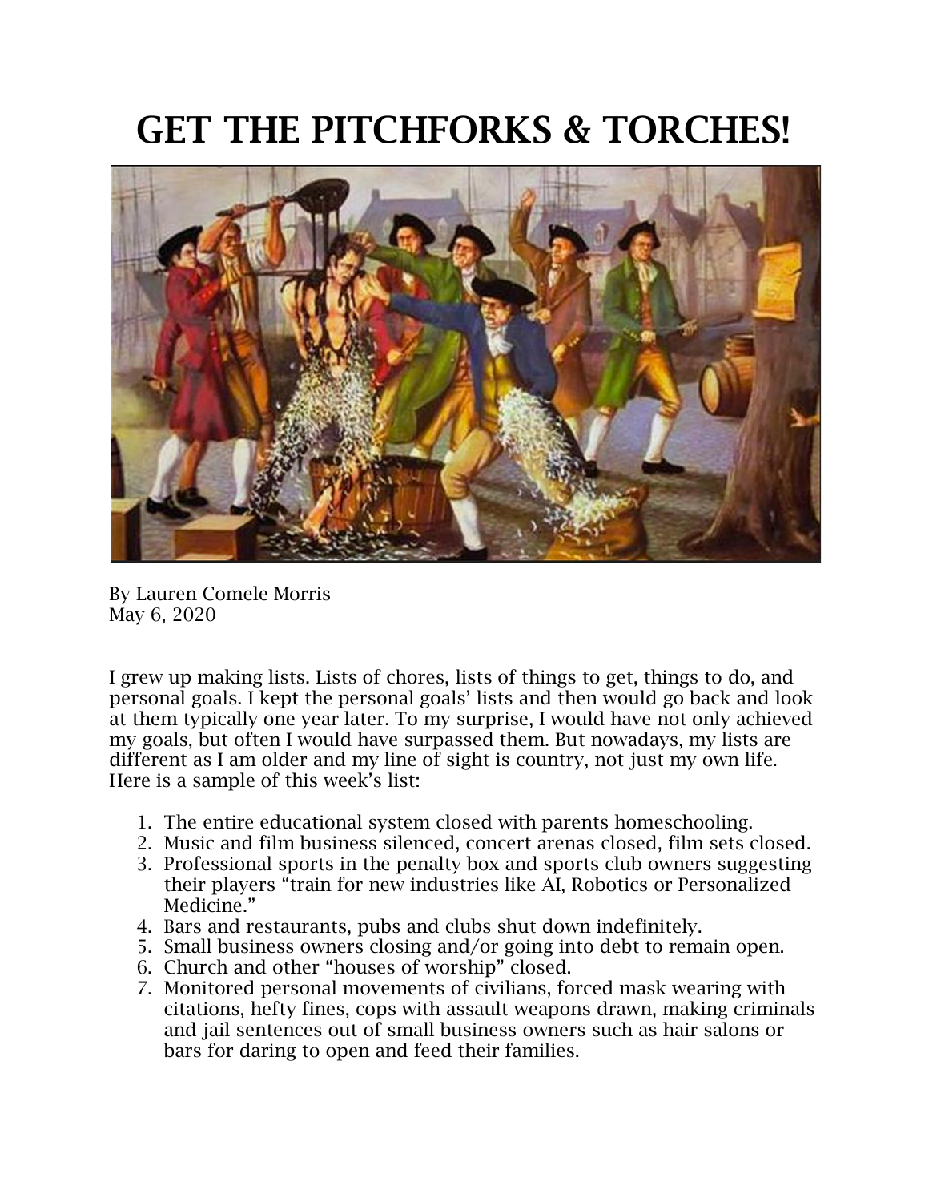# GET THE PITCHFORKS & TORCHES!

By Lauren Comele Morris
May 6, 2020

I grew up making lists. Lists of chores, lists of things to get, things to do, and personal goals. I kept the personal goals' lists and then would go back and look at them typically one year later. To my surprise, I would have not only achieved my goals, but often I would have surpassed them. But nowadays, my lists are different as I am older and my line of sight is country, not just my own life. Here is a sample of this week's list:

1. The entire educational system closed with parents homeschooling.
2. Music and film business silenced, concert arenas closed, film sets closed.
3. Professional sports in the penalty box and sports club owners suggesting their players "train for new industries like AI, Robotics or Personalized Medicine."
4. Bars and restaurants, pubs and clubs shut down indefinitely.
5. Small business owners closing and/or going into debt to remain open.
6. Church and other "houses of worship" closed.
7. Monitored personal movements of civilians, forced mask wearing with citations, hefty fines, cops with assault weapons drawn, making criminals and jail sentences out of small business owners such as hair salons or bars for daring to open and feed their families.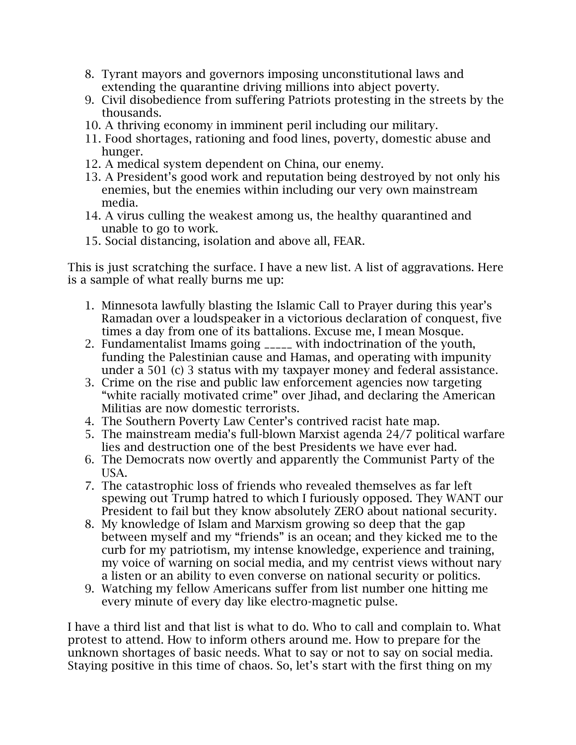8. Tyrant mayors and governors imposing unconstitutional laws and extending the quarantine driving millions into abject poverty.
9. Civil disobedience from suffering Patriots protesting in the streets by the thousands.
10. A thriving economy in imminent peril including our military.
11. Food shortages, rationing and food lines, poverty, domestic abuse and hunger.
12. A medical system dependent on China, our enemy.
13. A President's good work and reputation being destroyed by not only his enemies, but the enemies within including our very own mainstream media.
14. A virus culling the weakest among us, the healthy quarantined and unable to go to work.
15. Social distancing, isolation and above all, FEAR.

This is just scratching the surface. I have a new list. A list of aggravations. Here is a sample of what really burns me up:

1. Minnesota lawfully blasting the Islamic Call to Prayer during this year's Ramadan over a loudspeaker in a victorious declaration of conquest, five times a day from one of its battalions. Excuse me, I mean Mosque.
2. Fundamentalist Imams going _____ with indoctrination of the youth, funding the Palestinian cause and Hamas, and operating with impunity under a 501 (c) 3 status with my taxpayer money and federal assistance.
3. Crime on the rise and public law enforcement agencies now targeting "white racially motivated crime" over Jihad, and declaring the American Militias are now domestic terrorists.
4. The Southern Poverty Law Center's contrived racist hate map.
5. The mainstream media's full-blown Marxist agenda 24/7 political warfare lies and destruction one of the best Presidents we have ever had.
6. The Democrats now overtly and apparently the Communist Party of the USA.
7. The catastrophic loss of friends who revealed themselves as far left spewing out Trump hatred to which I furiously opposed. They WANT our President to fail but they know absolutely ZERO about national security.
8. My knowledge of Islam and Marxism growing so deep that the gap between myself and my "friends" is an ocean; and they kicked me to the curb for my patriotism, my intense knowledge, experience and training, my voice of warning on social media, and my centrist views without nary a listen or an ability to even converse on national security or politics.
9. Watching my fellow Americans suffer from list number one hitting me every minute of every day like electro-magnetic pulse.

I have a third list and that list is what to do. Who to call and complain to. What protest to attend. How to inform others around me. How to prepare for the unknown shortages of basic needs. What to say or not to say on social media. Staying positive in this time of chaos. So, let's start with the first thing on my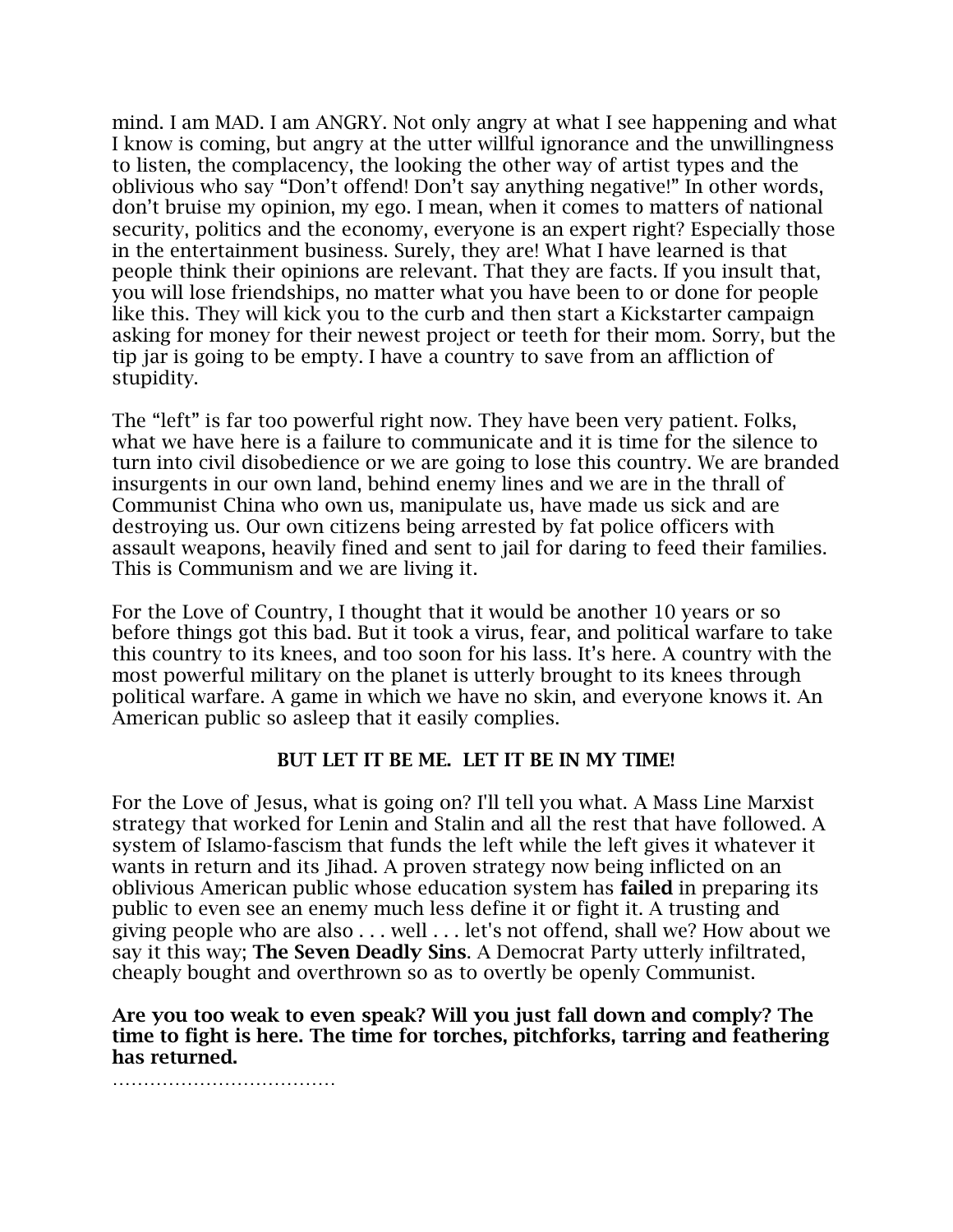mind. I am MAD. I am ANGRY. Not only angry at what I see happening and what I know is coming, but angry at the utter willful ignorance and the unwillingness to listen, the complacency, the looking the other way of artist types and the oblivious who say "Don't offend! Don't say anything negative!" In other words, don't bruise my opinion, my ego. I mean, when it comes to matters of national security, politics and the economy, everyone is an expert right? Especially those in the entertainment business. Surely, they are! What I have learned is that people think their opinions are relevant. That they are facts. If you insult that, you will lose friendships, no matter what you have been to or done for people like this. They will kick you to the curb and then start a Kickstarter campaign asking for money for their newest project or teeth for their mom. Sorry, but the tip jar is going to be empty. I have a country to save from an affliction of stupidity.

The "left" is far too powerful right now. They have been very patient. Folks, what we have here is a failure to communicate and it is time for the silence to turn into civil disobedience or we are going to lose this country. We are branded insurgents in our own land, behind enemy lines and we are in the thrall of Communist China who own us, manipulate us, have made us sick and are destroying us. Our own citizens being arrested by fat police officers with assault weapons, heavily fined and sent to jail for daring to feed their families. This is Communism and we are living it.

For the Love of Country, I thought that it would be another 10 years or so before things got this bad. But it took a virus, fear, and political warfare to take this country to its knees, and too soon for his lass. It's here. A country with the most powerful military on the planet is utterly brought to its knees through political warfare. A game in which we have no skin, and everyone knows it. An American public so asleep that it easily complies.

**BUT LET IT BE ME. LET IT BE IN MY TIME!**

For the Love of Jesus, what is going on? I'll tell you what. A Mass Line Marxist strategy that worked for Lenin and Stalin and all the rest that have followed. A system of Islamo-fascism that funds the left while the left gives it whatever it wants in return and its Jihad. A proven strategy now being inflicted on an oblivious American public whose education system has **failed** in preparing its public to even see an enemy much less define it or fight it. A trusting and giving people who are also . . . well . . . let's not offend, shall we? How about we say it this way; **The Seven Deadly Sins**. A Democrat Party utterly infiltrated, cheaply bought and overthrown so as to overtly be openly Communist.

**Are you too weak to even speak? Will you just fall down and comply? The time to fight is here. The time for torches, pitchforks, tarring and feathering has returned.**

………………………………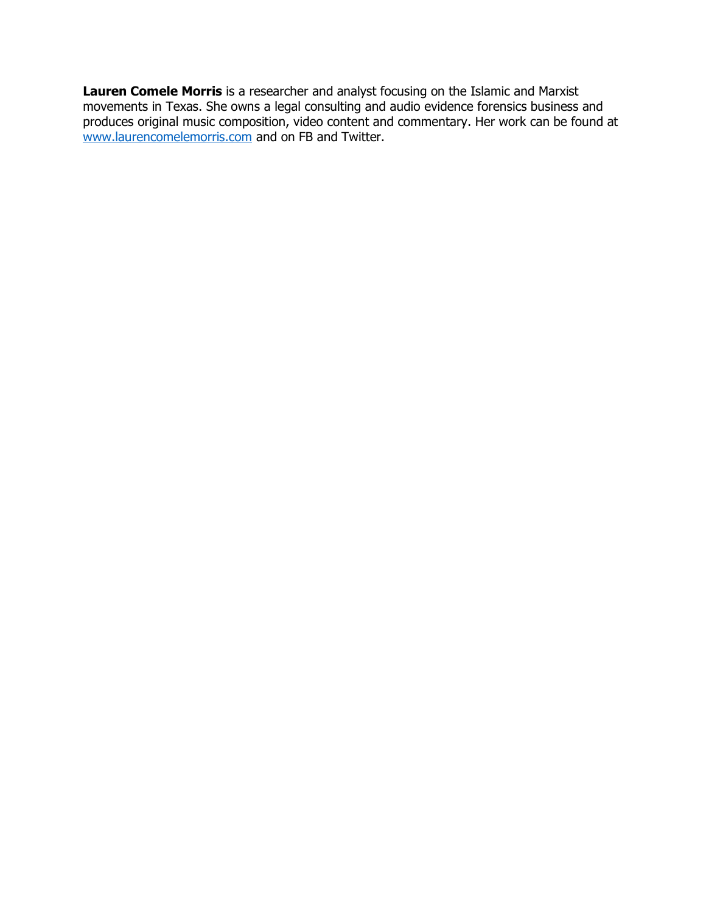**Lauren Comele Morris** is a researcher and analyst focusing on the Islamic and Marxist movements in Texas. She owns a legal consulting and audio evidence forensics business and produces original music composition, video content and commentary. Her work can be found at [www.laurencomelemorris.com](http://www.laurencomelemorris.com) and on FB and Twitter.